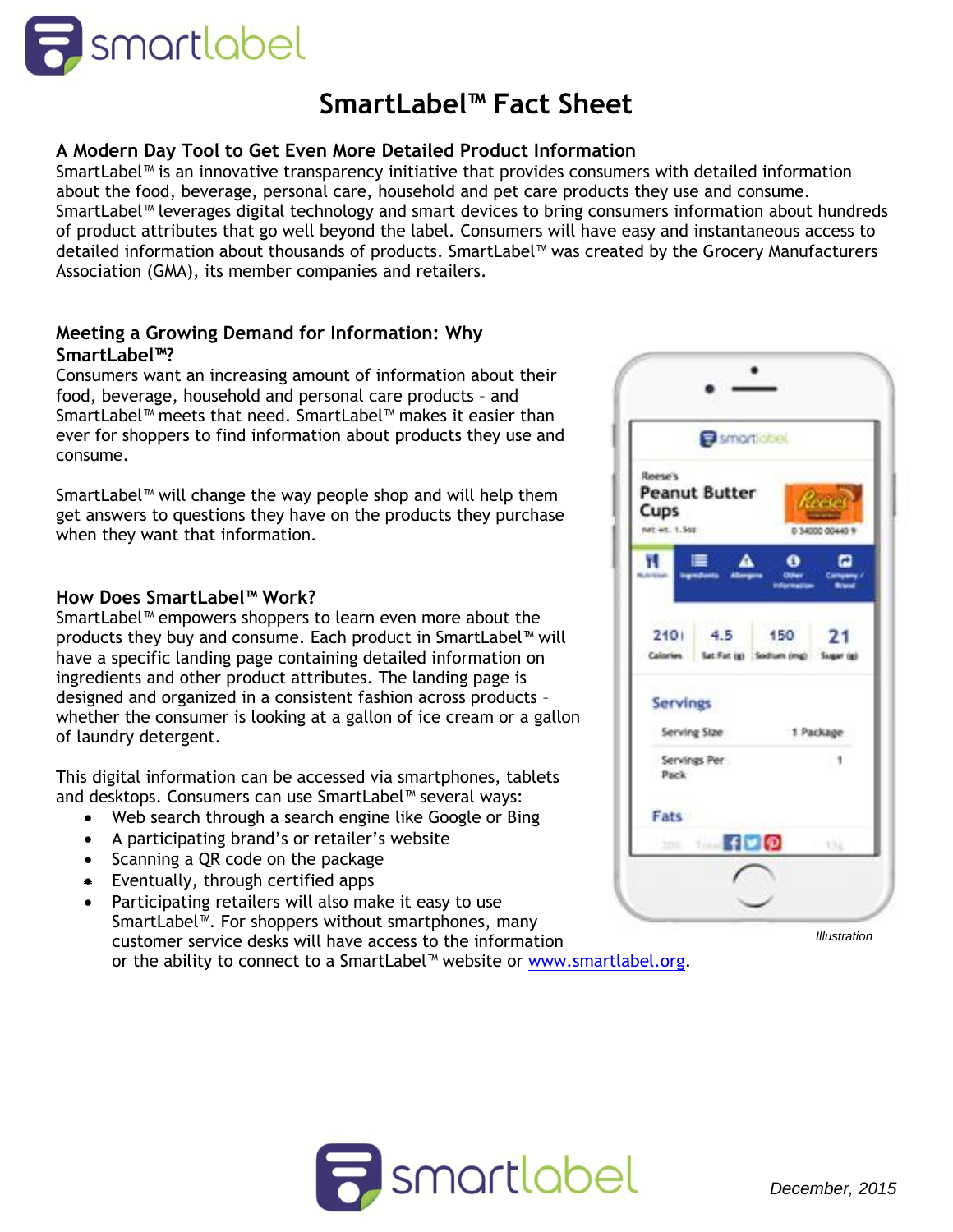# SmartLabel™ Fact Sheet

## A Modern Day Tool to Get Even More Detailed Product Information

SmartLabel™ is an innovative transparency initiative that provides consumers with detailed information about the food, beverage, personal care, household and pet care products they use and consume. SmartLabel™ leverages digital technology and smart devices to bring consumers information about hundreds of product attributes that go well beyond the label. Consumers will have easy and instantaneous access to detailed information about thousands of products. SmartLabel™ was created by the Grocery Manufacturers Association (GMA), its member companies and retailers.

## Meeting a Growing Demand for Information: Why SmartLabel™?

Consumers want an increasing amount of information about their food, beverage, household and personal care products – and SmartLabel™ meets that need. SmartLabel™ makes it easier than ever for shoppers to find information about products they use and consume.

SmartLabel™ will change the way people shop and will help them get answers to questions they have on the products they purchase when they want that information.

## How Does SmartLabel™ Work?

SmartLabel™ empowers shoppers to learn even more about the products they buy and consume. Each product in SmartLabel™ will have a specific landing page containing detailed information on ingredients and other product attributes. The landing page is designed and organized in a consistent fashion across products – whether the consumer is looking at a gallon of ice cream or a gallon of laundry detergent.

This digital information can be accessed via smartphones, tablets and desktops. Consumers can use SmartLabel™ several ways:

- Web search through a search engine like Google or Bing
- A participating brand's or retailer's website
- Scanning a QR code on the package
- Eventually, through certified apps
- Participating retailers will also make it easy to use SmartLabel™. For shoppers without smartphones, many customer service desks will have access to the information or the ability to connect to a SmartLabel™ website or www.smartlabel.org.

*Illustration*

*December, 2015*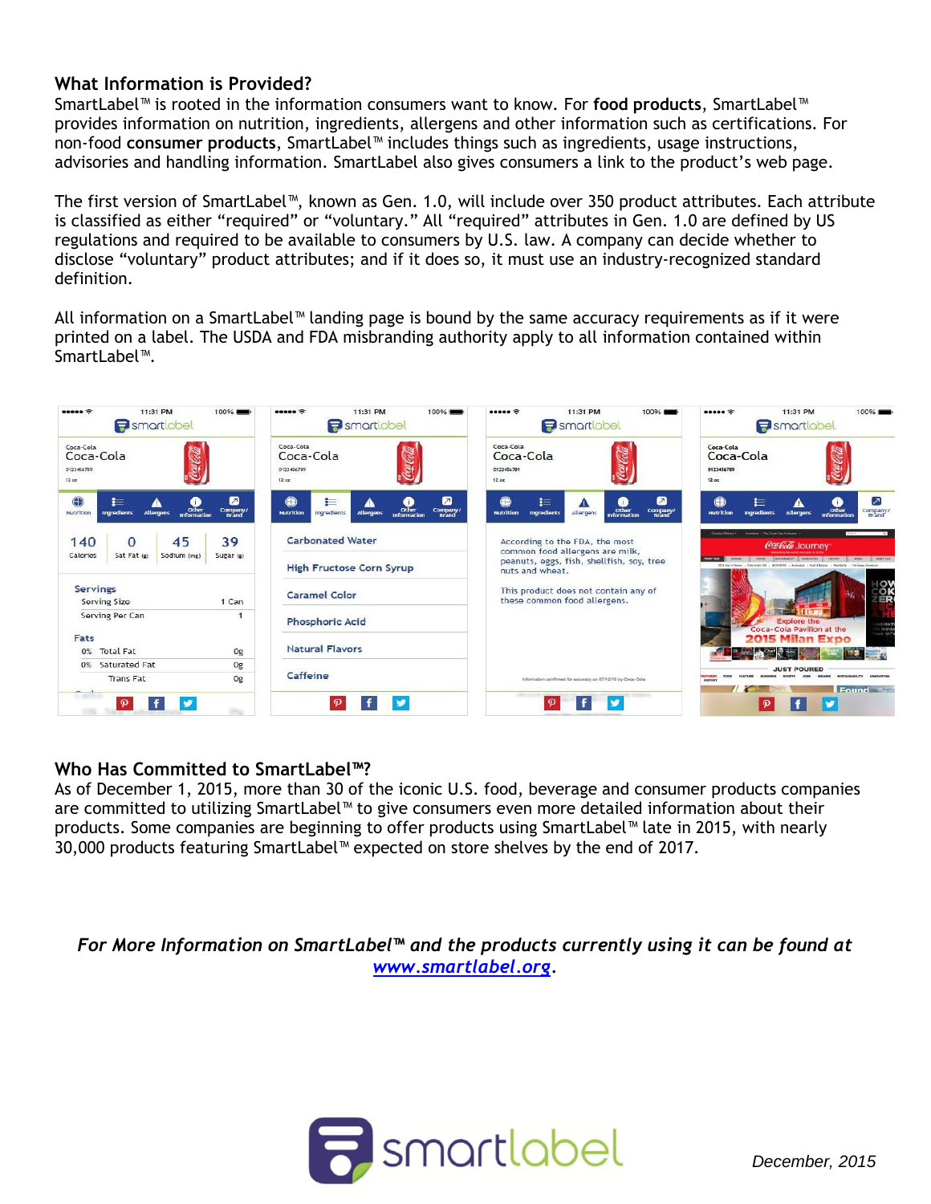## What Information is Provided?

SmartLabel™ is rooted in the information consumers want to know. For **food products**, SmartLabel™ provides information on nutrition, ingredients, allergens and other information such as certifications. For non-food **consumer products**, SmartLabel™ includes things such as ingredients, usage instructions, advisories and handling information. SmartLabel also gives consumers a link to the product's web page.

The first version of SmartLabel™, known as Gen. 1.0, will include over 350 product attributes. Each attribute is classified as either "required" or "voluntary." All "required" attributes in Gen. 1.0 are defined by US regulations and required to be available to consumers by U.S. law. A company can decide whether to disclose "voluntary" product attributes; and if it does so, it must use an industry-recognized standard definition.

All information on a SmartLabel™ landing page is bound by the same accuracy requirements as if it were printed on a label. The USDA and FDA misbranding authority apply to all information contained within SmartLabel™.

## Who Has Committed to SmartLabel™?

As of December 1, 2015, more than 30 of the iconic U.S. food, beverage and consumer products companies are committed to utilizing SmartLabel™ to give consumers even more detailed information about their products. Some companies are beginning to offer products using SmartLabel™ late in 2015, with nearly 30,000 products featuring SmartLabel™ expected on store shelves by the end of 2017.

***For More Information on SmartLabel™ and the products currently using it can be found at [www.smartlabel.org](http://www.smartlabel.org).***

smartlabel

*December, 2015*